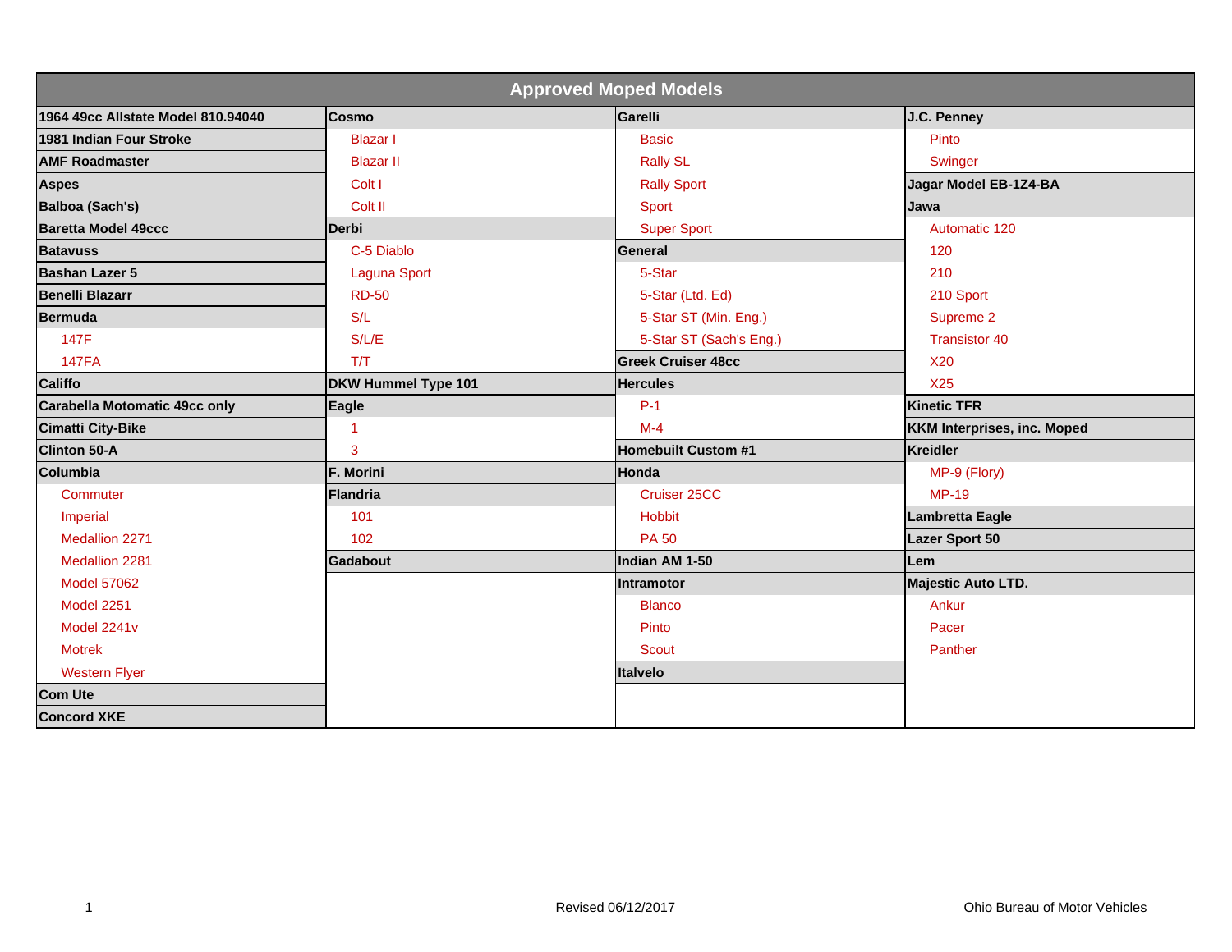# Approved Moped Models

| | | | |
|---|---|---|---|
| **1964 49cc Allstate Model 810.94040** | **Cosmo** | **Garelli** | **J.C. Penney** |
| **1981 Indian Four Stroke** | Blazar I | Basic | Pinto |
| **AMF Roadmaster** | Blazar II | Rally SL | Swinger |
| **Aspes** | Colt I | Rally Sport | **Jagar Model EB-1Z4-BA** |
| **Balboa (Sach's)** | Colt II | Sport | **Jawa** |
| **Baretta Model 49ccc** | **Derbi** | Super Sport | Automatic 120 |
| **Batavuss** | C-5 Diablo | **General** | 120 |
| **Bashan Lazer 5** | Laguna Sport | 5-Star | 210 |
| **Benelli Blazarr** | RD-50 | 5-Star (Ltd. Ed) | 210 Sport |
| **Bermuda** | S/L | 5-Star ST (Min. Eng.) | Supreme 2 |
| 147F | S/L/E | 5-Star ST (Sach's Eng.) | Transistor 40 |
| 147FA | T/T | **Greek Cruiser 48cc** | X20 |
| **Califfo** | **DKW Hummel Type 101** | **Hercules** | X25 |
| **Carabella Motomatic 49cc only** | **Eagle** | P-1 | **Kinetic TFR** |
| **Cimatti City-Bike** | 1 | M-4 | **KKM Interprises, inc. Moped** |
| **Clinton 50-A** | 3 | **Homebuilt Custom #1** | **Kreidler** |
| **Columbia** | **F. Morini** | **Honda** | MP-9 (Flory) |
| Commuter | **Flandria** | Cruiser 25CC | MP-19 |
| Imperial | 101 | Hobbit | **Lambretta Eagle** |
| Medallion 2271 | 102 | PA 50 | **Lazer Sport 50** |
| Medallion 2281 | **Gadabout** | **Indian AM 1-50** | **Lem** |
| Model 57062 | | **Intramotor** | **Majestic Auto LTD.** |
| Model 2251 | | Blanco | Ankur |
| Model 2241v | | Pinto | Pacer |
| Motrek | | Scout | Panther |
| Western Flyer | | **Italvelo** | |
| **Com Ute** | | | |
| **Concord XKE** | | | |

Revised 06/12/2017

Ohio Bureau of Motor Vehicles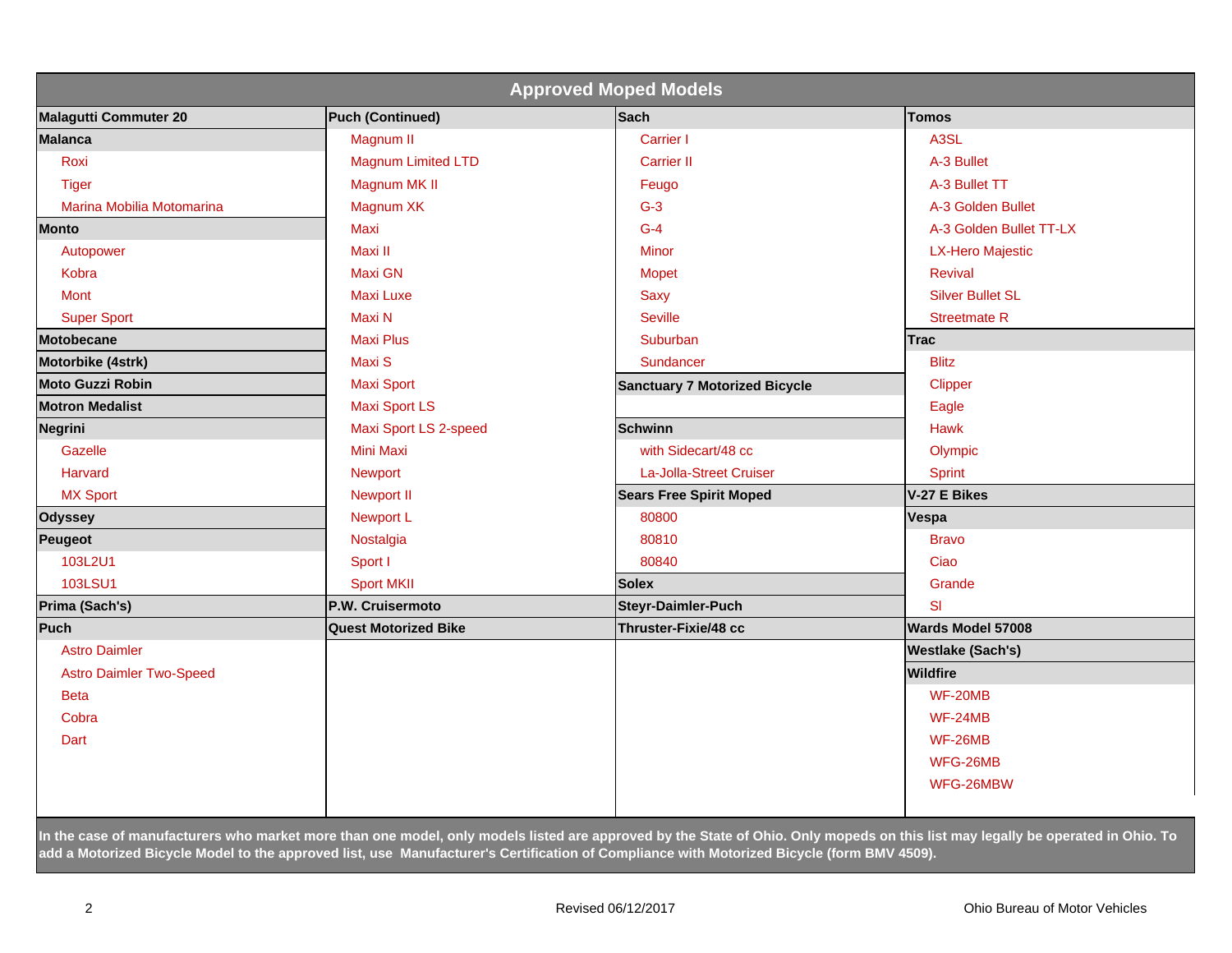## Approved Moped Models

| | | | |
|---|---|---|---|
| **Malagutti Commuter 20** | **Puch (Continued)** | **Sach** | **Tomos** |
| **Malanca** | Magnum II | Carrier I | A3SL |
| Roxi | Magnum Limited LTD | Carrier II | A-3 Bullet |
| Tiger | Magnum MK II | Feugo | A-3 Bullet TT |
| Marina Mobilia Motomarina | Magnum XK | G-3 | A-3 Golden Bullet |
| **Monto** | Maxi | G-4 | A-3 Golden Bullet TT-LX |
| Autopower | Maxi II | Minor | LX-Hero Majestic |
| Kobra | Maxi GN | Mopet | Revival |
| Mont | Maxi Luxe | Saxy | Silver Bullet SL |
| Super Sport | Maxi N | Seville | Streetmate R |
| **Motobecane** | Maxi Plus | Suburban | **Trac** |
| **Motorbike (4strk)** | Maxi S | Sundancer | Blitz |
| **Moto Guzzi Robin** | Maxi Sport | **Sanctuary 7 Motorized Bicycle** | Clipper |
| **Motron Medalist** | Maxi Sport LS | | Eagle |
| **Negrini** | Maxi Sport LS 2-speed | **Schwinn** | Hawk |
| Gazelle | Mini Maxi | with Sidecart/48 cc | Olympic |
| Harvard | Newport | La-Jolla-Street Cruiser | Sprint |
| MX Sport | Newport II | **Sears Free Spirit Moped** | **V-27 E Bikes** |
| **Odyssey** | Newport L | 80800 | **Vespa** |
| **Peugeot** | Nostalgia | 80810 | Bravo |
| 103L2U1 | Sport I | 80840 | Ciao |
| 103LSU1 | Sport MKII | **Solex** | Grande |
| **Prima (Sach's)** | **P.W. Cruisermoto** | **Steyr-Daimler-Puch** | SI |
| **Puch** | **Quest Motorized Bike** | **Thruster-Fixie/48 cc** | **Wards Model 57008** |
| Astro Daimler | | | **Westlake (Sach's)** |
| Astro Daimler Two-Speed | | | **Wildfire** |
| Beta | | | WF-20MB |
| Cobra | | | WF-24MB |
| Dart | | | WF-26MB |
| | | | WFG-26MB |
| | | | WFG-26MBW |

**In the case of manufacturers who market more than one model, only models listed are approved by the State of Ohio. Only mopeds on this list may legally be operated in Ohio. To add a Motorized Bicycle Model to the approved list, use Manufacturer's Certification of Compliance with Motorized Bicycle (form BMV 4509).**

Revised 06/12/2017

Ohio Bureau of Motor Vehicles